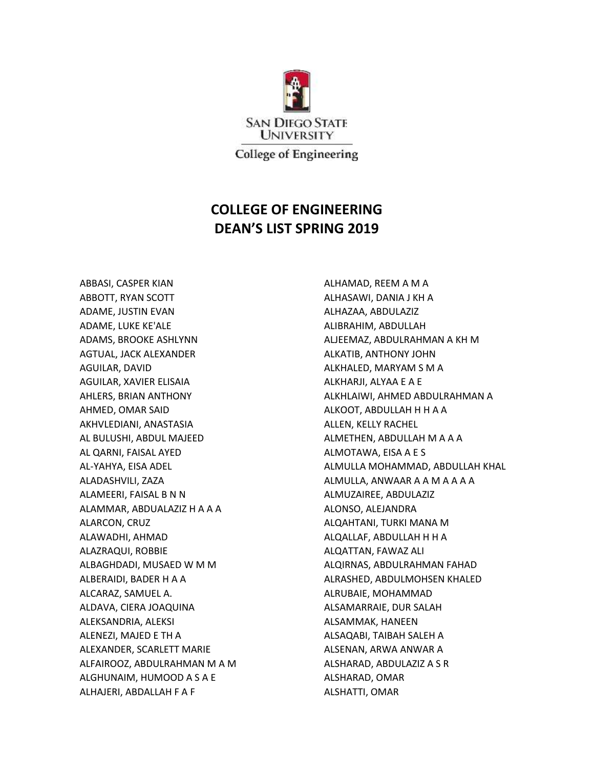San Diego State University

College of Engineering

# COLLEGE OF ENGINEERING
# DEAN'S LIST SPRING 2019

ABBASI, CASPER KIAN
ABBOTT, RYAN SCOTT
ADAME, JUSTIN EVAN
ADAME, LUKE KE'ALE
ADAMS, BROOKE ASHLYNN
AGTUAL, JACK ALEXANDER
AGUILAR, DAVID
AGUILAR, XAVIER ELISAIA
AHLERS, BRIAN ANTHONY
AHMED, OMAR SAID
AKHVLEDIANI, ANASTASIA
AL BULUSHI, ABDUL MAJEED
AL QARNI, FAISAL AYED
AL-YAHYA, EISA ADEL
ALADASHVILI, ZAZA
ALAMEERI, FAISAL B N N
ALAMMAR, ABDUALAZIZ H A A A
ALARCON, CRUZ
ALAWADHI, AHMAD
ALAZRAQUI, ROBBIE
ALBAGHDADI, MUSAED W M M
ALBERAIDI, BADER H A A
ALCARAZ, SAMUEL A.
ALDAVA, CIERA JOAQUINA
ALEKSANDRIA, ALEKSI
ALENEZI, MAJED E TH A
ALEXANDER, SCARLETT MARIE
ALFAIROOZ, ABDULRAHMAN M A M
ALGHUNAIM, HUMOOD A S A E
ALHAJERI, ABDALLAH F A F
ALHAMAD, REEM A M A
ALHASAWI, DANIA J KH A
ALHAZAA, ABDULAZIZ
ALIBRAHIM, ABDULLAH
ALJEEMAZ, ABDULRAHMAN A KH M
ALKATIB, ANTHONY JOHN
ALKHALED, MARYAM S M A
ALKHARJI, ALYAA E A E
ALKHLAIWI, AHMED ABDULRAHMAN A
ALKOOT, ABDULLAH H H A A
ALLEN, KELLY RACHEL
ALMETHEN, ABDULLAH M A A A
ALMOTAWA, EISA A E S
ALMULLA MOHAMMAD, ABDULLAH KHAL
ALMULLA, ANWAAR A A M A A A A
ALMUZAIREE, ABDULAZIZ
ALONSO, ALEJANDRA
ALQAHTANI, TURKI MANA M
ALQALLAF, ABDULLAH H H A
ALQATTAN, FAWAZ ALI
ALQIRNAS, ABDULRAHMAN FAHAD
ALRASHED, ABDULMOHSEN KHALED
ALRUBAIE, MOHAMMAD
ALSAMARRAIE, DUR SALAH
ALSAMMAK, HANEEN
ALSAQABI, TAIBAH SALEH A
ALSENAN, ARWA ANWAR A
ALSHARAD, ABDULAZIZ A S R
ALSHARAD, OMAR
ALSHATTI, OMAR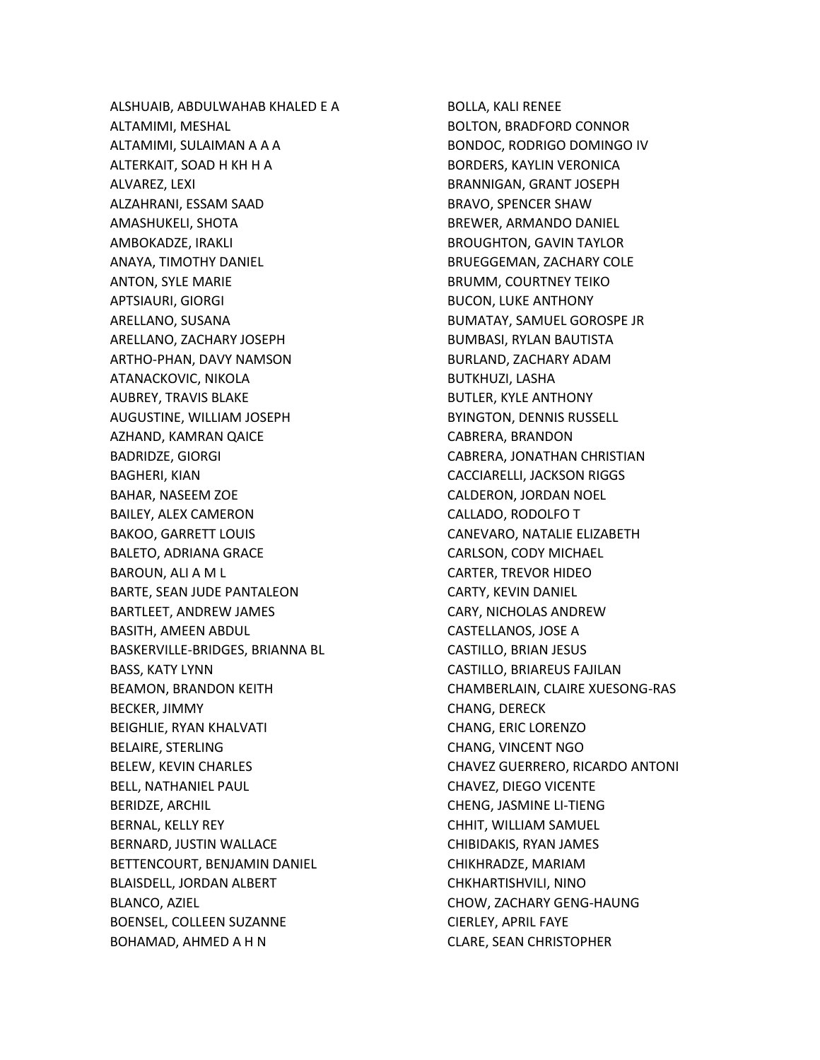ALSHUAIB, ABDULWAHAB KHALED E A
ALTAMIMI, MESHAL
ALTAMIMI, SULAIMAN A A A
ALTERKAIT, SOAD H KH H A
ALVAREZ, LEXI
ALZAHRANI, ESSAM SAAD
AMASHUKELI, SHOTA
AMBOKADZE, IRAKLI
ANAYA, TIMOTHY DANIEL
ANTON, SYLE MARIE
APTSIAURI, GIORGI
ARELLANO, SUSANA
ARELLANO, ZACHARY JOSEPH
ARTHO-PHAN, DAVY NAMSON
ATANACKOVIC, NIKOLA
AUBREY, TRAVIS BLAKE
AUGUSTINE, WILLIAM JOSEPH
AZHAND, KAMRAN QAICE
BADRIDZE, GIORGI
BAGHERI, KIAN
BAHAR, NASEEM ZOE
BAILEY, ALEX CAMERON
BAKOO, GARRETT LOUIS
BALETO, ADRIANA GRACE
BAROUN, ALI A M L
BARTE, SEAN JUDE PANTALEON
BARTLEET, ANDREW JAMES
BASITH, AMEEN ABDUL
BASKERVILLE-BRIDGES, BRIANNA BL
BASS, KATY LYNN
BEAMON, BRANDON KEITH
BECKER, JIMMY
BEIGHLIE, RYAN KHALVATI
BELAIRE, STERLING
BELEW, KEVIN CHARLES
BELL, NATHANIEL PAUL
BERIDZE, ARCHIL
BERNAL, KELLY REY
BERNARD, JUSTIN WALLACE
BETTENCOURT, BENJAMIN DANIEL
BLAISDELL, JORDAN ALBERT
BLANCO, AZIEL
BOENSEL, COLLEEN SUZANNE
BOHAMAD, AHMED A H N
BOLLA, KALI RENEE
BOLTON, BRADFORD CONNOR
BONDOC, RODRIGO DOMINGO IV
BORDERS, KAYLIN VERONICA
BRANNIGAN, GRANT JOSEPH
BRAVO, SPENCER SHAW
BREWER, ARMANDO DANIEL
BROUGHTON, GAVIN TAYLOR
BRUEGGEMAN, ZACHARY COLE
BRUMM, COURTNEY TEIKO
BUCON, LUKE ANTHONY
BUMATAY, SAMUEL GOROSPE JR
BUMBASI, RYLAN BAUTISTA
BURLAND, ZACHARY ADAM
BUTKHUZI, LASHA
BUTLER, KYLE ANTHONY
BYINGTON, DENNIS RUSSELL
CABRERA, BRANDON
CABRERA, JONATHAN CHRISTIAN
CACCIARELLI, JACKSON RIGGS
CALDERON, JORDAN NOEL
CALLADO, RODOLFO T
CANEVARO, NATALIE ELIZABETH
CARLSON, CODY MICHAEL
CARTER, TREVOR HIDEO
CARTY, KEVIN DANIEL
CARY, NICHOLAS ANDREW
CASTELLANOS, JOSE A
CASTILLO, BRIAN JESUS
CASTILLO, BRIAREUS FAJILAN
CHAMBERLAIN, CLAIRE XUESONG-RAS
CHANG, DERECK
CHANG, ERIC LORENZO
CHANG, VINCENT NGO
CHAVEZ GUERRERO, RICARDO ANTONI
CHAVEZ, DIEGO VICENTE
CHENG, JASMINE LI-TIENG
CHHIT, WILLIAM SAMUEL
CHIBIDAKIS, RYAN JAMES
CHIKHRADZE, MARIAM
CHKHARTISHVILI, NINO
CHOW, ZACHARY GENG-HAUNG
CIERLEY, APRIL FAYE
CLARE, SEAN CHRISTOPHER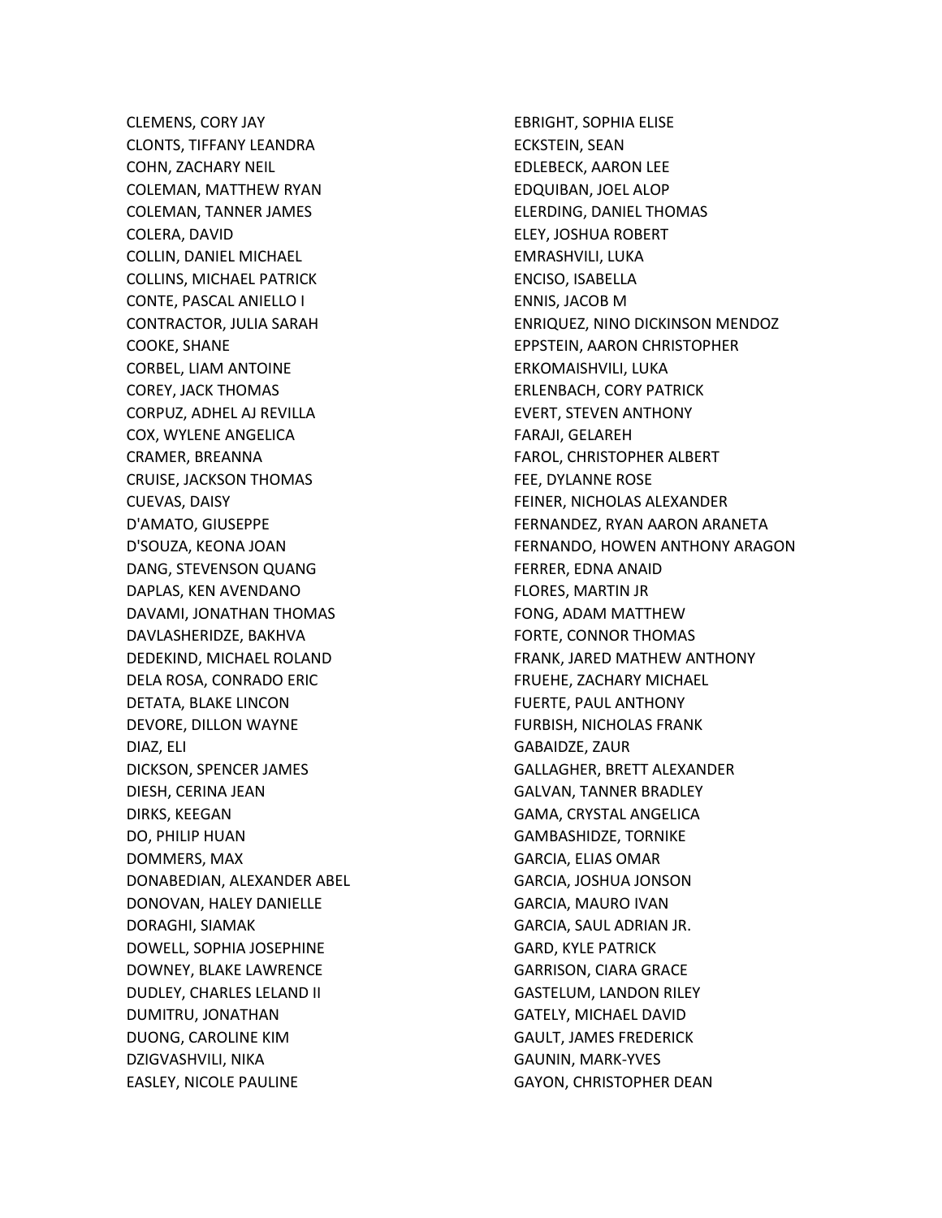CLEMENS, CORY JAY
CLONTS, TIFFANY LEANDRA
COHN, ZACHARY NEIL
COLEMAN, MATTHEW RYAN
COLEMAN, TANNER JAMES
COLERA, DAVID
COLLIN, DANIEL MICHAEL
COLLINS, MICHAEL PATRICK
CONTE, PASCAL ANIELLO I
CONTRACTOR, JULIA SARAH
COOKE, SHANE
CORBEL, LIAM ANTOINE
COREY, JACK THOMAS
CORPUZ, ADHEL AJ REVILLA
COX, WYLENE ANGELICA
CRAMER, BREANNA
CRUISE, JACKSON THOMAS
CUEVAS, DAISY
D'AMATO, GIUSEPPE
D'SOUZA, KEONA JOAN
DANG, STEVENSON QUANG
DAPLAS, KEN AVENDANO
DAVAMI, JONATHAN THOMAS
DAVLASHERIDZE, BAKHVA
DEDEKIND, MICHAEL ROLAND
DELA ROSA, CONRADO ERIC
DETATA, BLAKE LINCON
DEVORE, DILLON WAYNE
DIAZ, ELI
DICKSON, SPENCER JAMES
DIESH, CERINA JEAN
DIRKS, KEEGAN
DO, PHILIP HUAN
DOMMERS, MAX
DONABEDIAN, ALEXANDER ABEL
DONOVAN, HALEY DANIELLE
DORAGHI, SIAMAK
DOWELL, SOPHIA JOSEPHINE
DOWNEY, BLAKE LAWRENCE
DUDLEY, CHARLES LELAND II
DUMITRU, JONATHAN
DUONG, CAROLINE KIM
DZIGVASHVILI, NIKA
EASLEY, NICOLE PAULINE
EBRIGHT, SOPHIA ELISE
ECKSTEIN, SEAN
EDLEBECK, AARON LEE
EDQUIBAN, JOEL ALOP
ELERDING, DANIEL THOMAS
ELEY, JOSHUA ROBERT
EMRASHVILI, LUKA
ENCISO, ISABELLA
ENNIS, JACOB M
ENRIQUEZ, NINO DICKINSON MENDOZ
EPPSTEIN, AARON CHRISTOPHER
ERKOMAISHVILI, LUKA
ERLENBACH, CORY PATRICK
EVERT, STEVEN ANTHONY
FARAJI, GELAREH
FAROL, CHRISTOPHER ALBERT
FEE, DYLANNE ROSE
FEINER, NICHOLAS ALEXANDER
FERNANDEZ, RYAN AARON ARANETA
FERNANDO, HOWEN ANTHONY ARAGON
FERRER, EDNA ANAID
FLORES, MARTIN JR
FONG, ADAM MATTHEW
FORTE, CONNOR THOMAS
FRANK, JARED MATHEW ANTHONY
FRUEHE, ZACHARY MICHAEL
FUERTE, PAUL ANTHONY
FURBISH, NICHOLAS FRANK
GABAIDZE, ZAUR
GALLAGHER, BRETT ALEXANDER
GALVAN, TANNER BRADLEY
GAMA, CRYSTAL ANGELICA
GAMBASHIDZE, TORNIKE
GARCIA, ELIAS OMAR
GARCIA, JOSHUA JONSON
GARCIA, MAURO IVAN
GARCIA, SAUL ADRIAN JR.
GARD, KYLE PATRICK
GARRISON, CIARA GRACE
GASTELUM, LANDON RILEY
GATELY, MICHAEL DAVID
GAULT, JAMES FREDERICK
GAUNIN, MARK-YVES
GAYON, CHRISTOPHER DEAN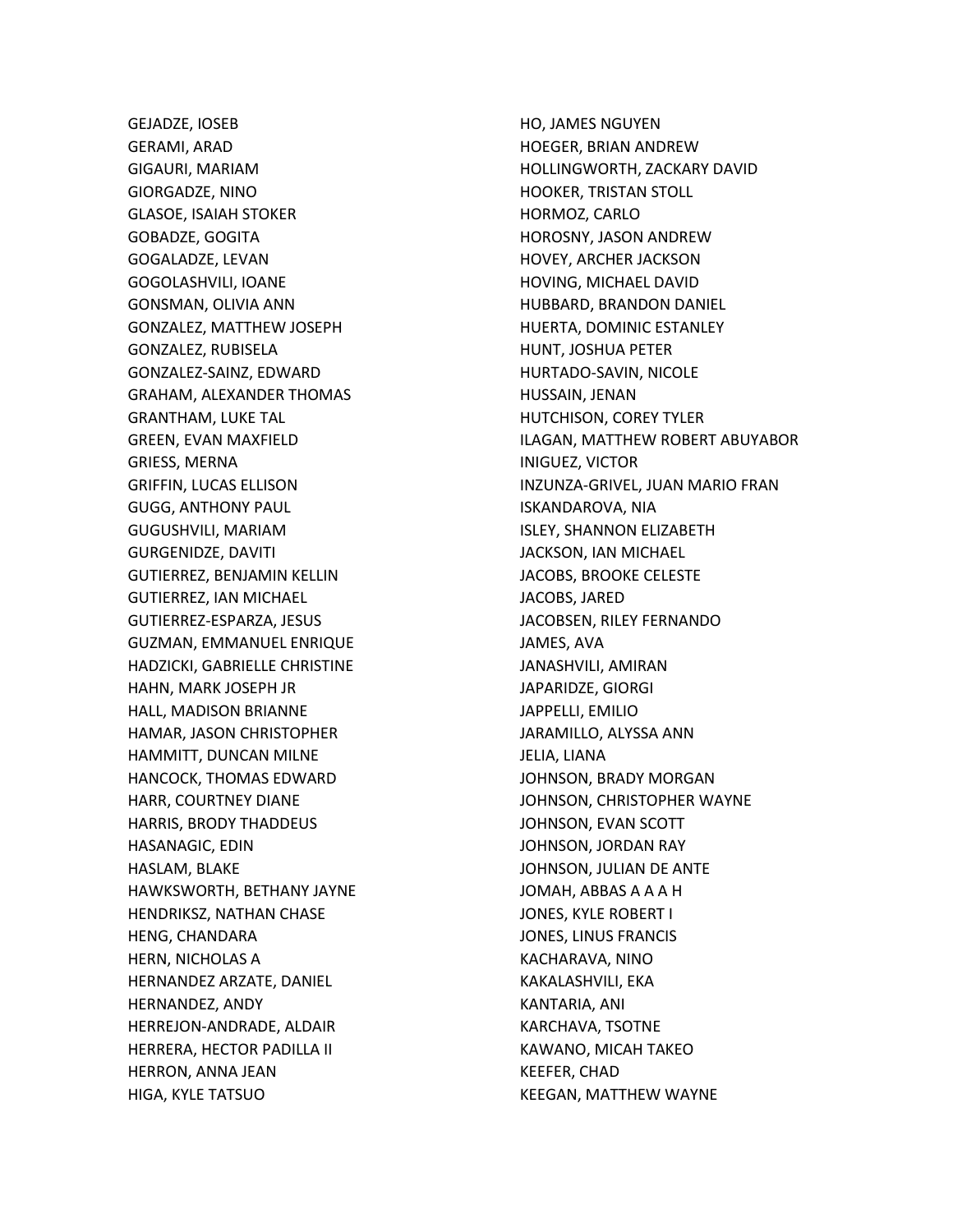GEJADZE, IOSEB
GERAMI, ARAD
GIGAURI, MARIAM
GIORGADZE, NINO
GLASOE, ISAIAH STOKER
GOBADZE, GOGITA
GOGALADZE, LEVAN
GOGOLASHVILI, IOANE
GONSMAN, OLIVIA ANN
GONZALEZ, MATTHEW JOSEPH
GONZALEZ, RUBISELA
GONZALEZ-SAINZ, EDWARD
GRAHAM, ALEXANDER THOMAS
GRANTHAM, LUKE TAL
GREEN, EVAN MAXFIELD
GRIESS, MERNA
GRIFFIN, LUCAS ELLISON
GUGG, ANTHONY PAUL
GUGUSHVILI, MARIAM
GURGENIDZE, DAVITI
GUTIERREZ, BENJAMIN KELLIN
GUTIERREZ, IAN MICHAEL
GUTIERREZ-ESPARZA, JESUS
GUZMAN, EMMANUEL ENRIQUE
HADZICKI, GABRIELLE CHRISTINE
HAHN, MARK JOSEPH JR
HALL, MADISON BRIANNE
HAMAR, JASON CHRISTOPHER
HAMMITT, DUNCAN MILNE
HANCOCK, THOMAS EDWARD
HARR, COURTNEY DIANE
HARRIS, BRODY THADDEUS
HASANAGIC, EDIN
HASLAM, BLAKE
HAWKSWORTH, BETHANY JAYNE
HENDRIKSZ, NATHAN CHASE
HENG, CHANDARA
HERN, NICHOLAS A
HERNANDEZ ARZATE, DANIEL
HERNANDEZ, ANDY
HERREJON-ANDRADE, ALDAIR
HERRERA, HECTOR PADILLA II
HERRON, ANNA JEAN
HIGA, KYLE TATSUO
HO, JAMES NGUYEN
HOEGER, BRIAN ANDREW
HOLLINGWORTH, ZACKARY DAVID
HOOKER, TRISTAN STOLL
HORMOZ, CARLO
HOROSNY, JASON ANDREW
HOVEY, ARCHER JACKSON
HOVING, MICHAEL DAVID
HUBBARD, BRANDON DANIEL
HUERTA, DOMINIC ESTANLEY
HUNT, JOSHUA PETER
HURTADO-SAVIN, NICOLE
HUSSAIN, JENAN
HUTCHISON, COREY TYLER
ILAGAN, MATTHEW ROBERT ABUYABOR
INIGUEZ, VICTOR
INZUNZA-GRIVEL, JUAN MARIO FRAN
ISKANDAROVA, NIA
ISLEY, SHANNON ELIZABETH
JACKSON, IAN MICHAEL
JACOBS, BROOKE CELESTE
JACOBS, JARED
JACOBSEN, RILEY FERNANDO
JAMES, AVA
JANASHVILI, AMIRAN
JAPARIDZE, GIORGI
JAPPELLI, EMILIO
JARAMILLO, ALYSSA ANN
JELIA, LIANA
JOHNSON, BRADY MORGAN
JOHNSON, CHRISTOPHER WAYNE
JOHNSON, EVAN SCOTT
JOHNSON, JORDAN RAY
JOHNSON, JULIAN DE ANTE
JOMAH, ABBAS A A A H
JONES, KYLE ROBERT I
JONES, LINUS FRANCIS
KACHARAVA, NINO
KAKALASHVILI, EKA
KANTARIA, ANI
KARCHAVA, TSOTNE
KAWANO, MICAH TAKEO
KEEFER, CHAD
KEEGAN, MATTHEW WAYNE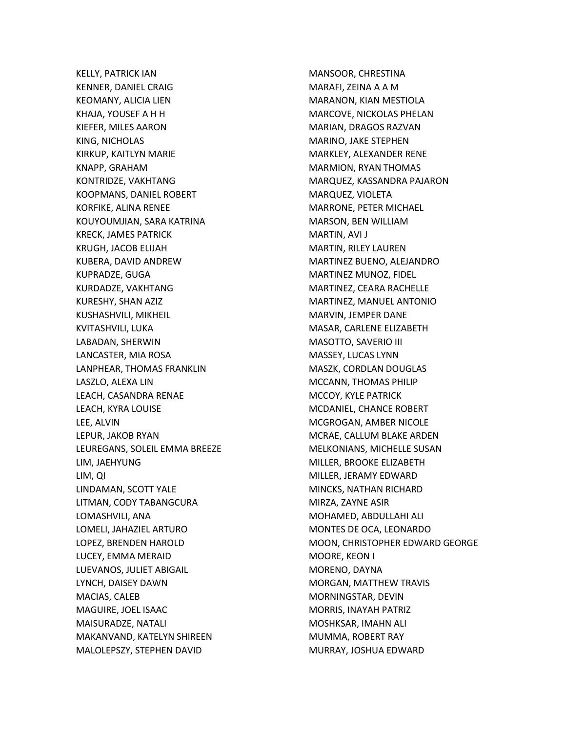KELLY, PATRICK IAN
KENNER, DANIEL CRAIG
KEOMANY, ALICIA LIEN
KHAJA, YOUSEF A H H
KIEFER, MILES AARON
KING, NICHOLAS
KIRKUP, KAITLYN MARIE
KNAPP, GRAHAM
KONTRIDZE, VAKHTANG
KOOPMANS, DANIEL ROBERT
KORFIKE, ALINA RENEE
KOUYOUMJIAN, SARA KATRINA
KRECK, JAMES PATRICK
KRUGH, JACOB ELIJAH
KUBERA, DAVID ANDREW
KUPRADZE, GUGA
KURDADZE, VAKHTANG
KURESHY, SHAN AZIZ
KUSHASHVILI, MIKHEIL
KVITASHVILI, LUKA
LABADAN, SHERWIN
LANCASTER, MIA ROSA
LANPHEAR, THOMAS FRANKLIN
LASZLO, ALEXA LIN
LEACH, CASANDRA RENAE
LEACH, KYRA LOUISE
LEE, ALVIN
LEPUR, JAKOB RYAN
LEUREGANS, SOLEIL EMMA BREEZE
LIM, JAEHYUNG
LIM, QI
LINDAMAN, SCOTT YALE
LITMAN, CODY TABANGCURA
LOMASHVILI, ANA
LOMELI, JAHAZIEL ARTURO
LOPEZ, BRENDEN HAROLD
LUCEY, EMMA MERAID
LUEVANOS, JULIET ABIGAIL
LYNCH, DAISEY DAWN
MACIAS, CALEB
MAGUIRE, JOEL ISAAC
MAISURADZE, NATALI
MAKANVAND, KATELYN SHIREEN
MALOLEPSZY, STEPHEN DAVID
MANSOOR, CHRESTINA
MARAFI, ZEINA A A M
MARANON, KIAN MESTIOLA
MARCOVE, NICKOLAS PHELAN
MARIAN, DRAGOS RAZVAN
MARINO, JAKE STEPHEN
MARKLEY, ALEXANDER RENE
MARMION, RYAN THOMAS
MARQUEZ, KASSANDRA PAJARON
MARQUEZ, VIOLETA
MARRONE, PETER MICHAEL
MARSON, BEN WILLIAM
MARTIN, AVI J
MARTIN, RILEY LAUREN
MARTINEZ BUENO, ALEJANDRO
MARTINEZ MUNOZ, FIDEL
MARTINEZ, CEARA RACHELLE
MARTINEZ, MANUEL ANTONIO
MARVIN, JEMPER DANE
MASAR, CARLENE ELIZABETH
MASOTTO, SAVERIO III
MASSEY, LUCAS LYNN
MASZK, CORDLAN DOUGLAS
MCCANN, THOMAS PHILIP
MCCOY, KYLE PATRICK
MCDANIEL, CHANCE ROBERT
MCGROGAN, AMBER NICOLE
MCRAE, CALLUM BLAKE ARDEN
MELKONIANS, MICHELLE SUSAN
MILLER, BROOKE ELIZABETH
MILLER, JERAMY EDWARD
MINCKS, NATHAN RICHARD
MIRZA, ZAYNE ASIR
MOHAMED, ABDULLAHI ALI
MONTES DE OCA, LEONARDO
MOON, CHRISTOPHER EDWARD GEORGE
MOORE, KEON I
MORENO, DAYNA
MORGAN, MATTHEW TRAVIS
MORNINGSTAR, DEVIN
MORRIS, INAYAH PATRIZ
MOSHKSAR, IMAHN ALI
MUMMA, ROBERT RAY
MURRAY, JOSHUA EDWARD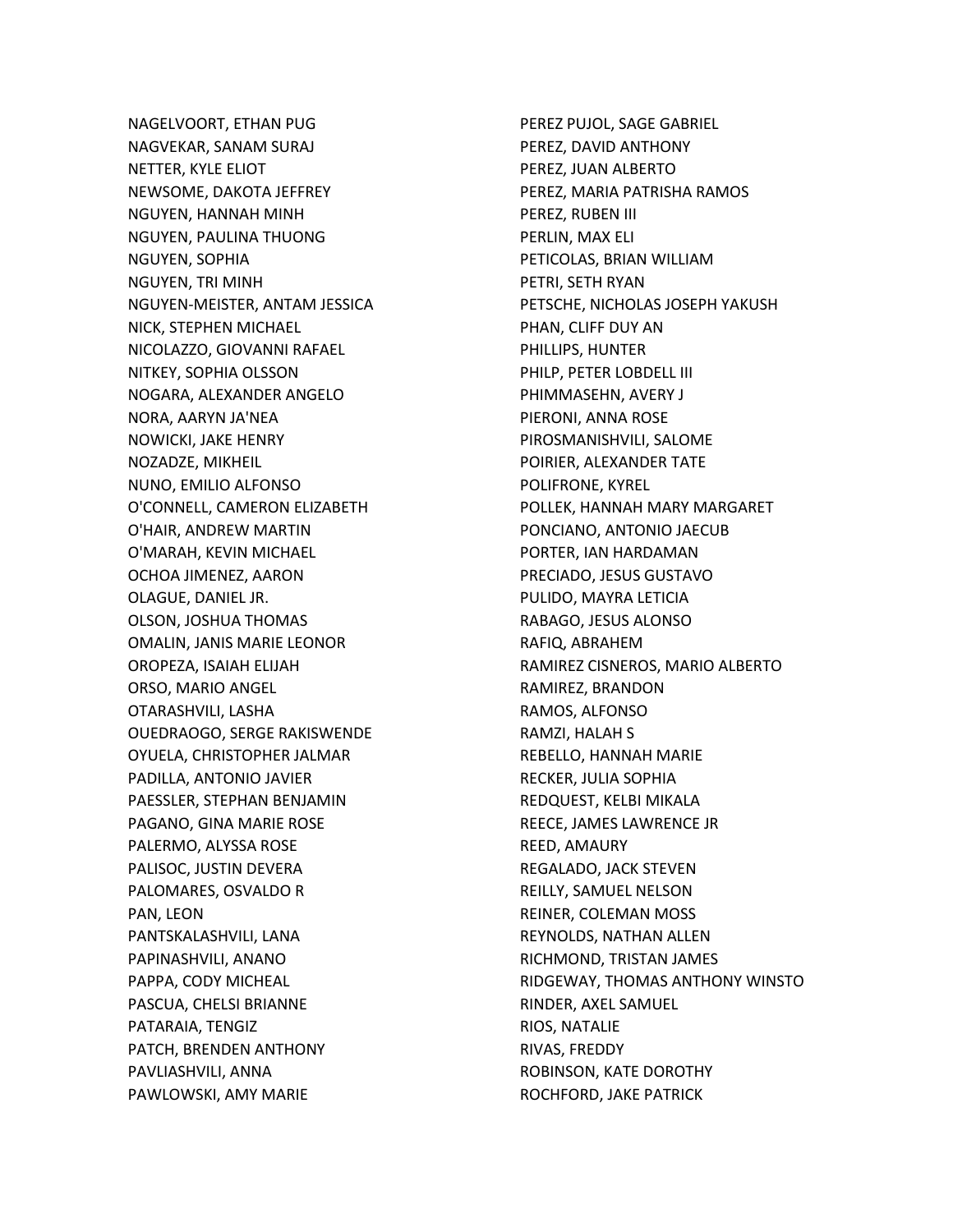NAGELVOORT, ETHAN PUG
NAGVEKAR, SANAM SURAJ
NETTER, KYLE ELIOT
NEWSOME, DAKOTA JEFFREY
NGUYEN, HANNAH MINH
NGUYEN, PAULINA THUONG
NGUYEN, SOPHIA
NGUYEN, TRI MINH
NGUYEN-MEISTER, ANTAM JESSICA
NICK, STEPHEN MICHAEL
NICOLAZZO, GIOVANNI RAFAEL
NITKEY, SOPHIA OLSSON
NOGARA, ALEXANDER ANGELO
NORA, AARYN JA'NEA
NOWICKI, JAKE HENRY
NOZADZE, MIKHEIL
NUNO, EMILIO ALFONSO
O'CONNELL, CAMERON ELIZABETH
O'HAIR, ANDREW MARTIN
O'MARAH, KEVIN MICHAEL
OCHOA JIMENEZ, AARON
OLAGUE, DANIEL JR.
OLSON, JOSHUA THOMAS
OMALIN, JANIS MARIE LEONOR
OROPEZA, ISAIAH ELIJAH
ORSO, MARIO ANGEL
OTARASHVILI, LASHA
OUEDRAOGO, SERGE RAKISWENDE
OYUELA, CHRISTOPHER JALMAR
PADILLA, ANTONIO JAVIER
PAESSLER, STEPHAN BENJAMIN
PAGANO, GINA MARIE ROSE
PALERMO, ALYSSA ROSE
PALISOC, JUSTIN DEVERA
PALOMARES, OSVALDO R
PAN, LEON
PANTSKALASHVILI, LANA
PAPINASHVILI, ANANO
PAPPA, CODY MICHEAL
PASCUA, CHELSI BRIANNE
PATARAIA, TENGIZ
PATCH, BRENDEN ANTHONY
PAVLIASHVILI, ANNA
PAWLOWSKI, AMY MARIE
PEREZ PUJOL, SAGE GABRIEL
PEREZ, DAVID ANTHONY
PEREZ, JUAN ALBERTO
PEREZ, MARIA PATRISHA RAMOS
PEREZ, RUBEN III
PERLIN, MAX ELI
PETICOLAS, BRIAN WILLIAM
PETRI, SETH RYAN
PETSCHE, NICHOLAS JOSEPH YAKUSH
PHAN, CLIFF DUY AN
PHILLIPS, HUNTER
PHILP, PETER LOBDELL III
PHIMMASEHN, AVERY J
PIERONI, ANNA ROSE
PIROSMANISHVILI, SALOME
POIRIER, ALEXANDER TATE
POLIFRONE, KYREL
POLLEK, HANNAH MARY MARGARET
PONCIANO, ANTONIO JAECUB
PORTER, IAN HARDAMAN
PRECIADO, JESUS GUSTAVO
PULIDO, MAYRA LETICIA
RABAGO, JESUS ALONSO
RAFIQ, ABRAHEM
RAMIREZ CISNEROS, MARIO ALBERTO
RAMIREZ, BRANDON
RAMOS, ALFONSO
RAMZI, HALAH S
REBELLO, HANNAH MARIE
RECKER, JULIA SOPHIA
REDQUEST, KELBI MIKALA
REECE, JAMES LAWRENCE JR
REED, AMAURY
REGALADO, JACK STEVEN
REILLY, SAMUEL NELSON
REINER, COLEMAN MOSS
REYNOLDS, NATHAN ALLEN
RICHMOND, TRISTAN JAMES
RIDGEWAY, THOMAS ANTHONY WINSTO
RINDER, AXEL SAMUEL
RIOS, NATALIE
RIVAS, FREDDY
ROBINSON, KATE DOROTHY
ROCHFORD, JAKE PATRICK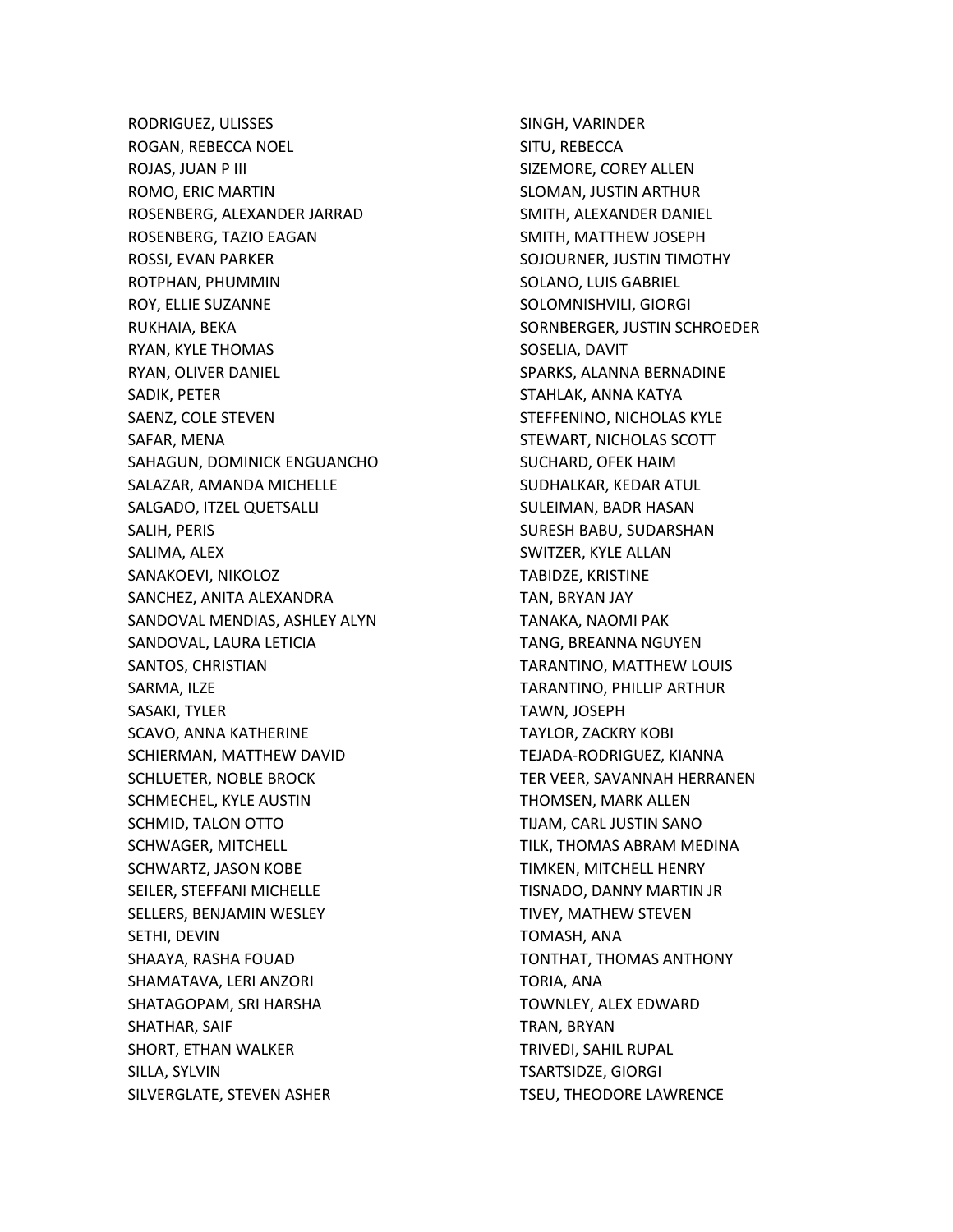RODRIGUEZ, ULISSES
ROGAN, REBECCA NOEL
ROJAS, JUAN P III
ROMO, ERIC MARTIN
ROSENBERG, ALEXANDER JARRAD
ROSENBERG, TAZIO EAGAN
ROSSI, EVAN PARKER
ROTPHAN, PHUMMIN
ROY, ELLIE SUZANNE
RUKHAIA, BEKA
RYAN, KYLE THOMAS
RYAN, OLIVER DANIEL
SADIK, PETER
SAENZ, COLE STEVEN
SAFAR, MENA
SAHAGUN, DOMINICK ENGUANCHO
SALAZAR, AMANDA MICHELLE
SALGADO, ITZEL QUETSALLI
SALIH, PERIS
SALIMA, ALEX
SANAKOEVI, NIKOLOZ
SANCHEZ, ANITA ALEXANDRA
SANDOVAL MENDIAS, ASHLEY ALYN
SANDOVAL, LAURA LETICIA
SANTOS, CHRISTIAN
SARMA, ILZE
SASAKI, TYLER
SCAVO, ANNA KATHERINE
SCHIERMAN, MATTHEW DAVID
SCHLUETER, NOBLE BROCK
SCHMECHEL, KYLE AUSTIN
SCHMID, TALON OTTO
SCHWAGER, MITCHELL
SCHWARTZ, JASON KOBE
SEILER, STEFFANI MICHELLE
SELLERS, BENJAMIN WESLEY
SETHI, DEVIN
SHAAYA, RASHA FOUAD
SHAMATAVA, LERI ANZORI
SHATAGOPAM, SRI HARSHA
SHATHAR, SAIF
SHORT, ETHAN WALKER
SILLA, SYLVIN
SILVERGLATE, STEVEN ASHER
SINGH, VARINDER
SITU, REBECCA
SIZEMORE, COREY ALLEN
SLOMAN, JUSTIN ARTHUR
SMITH, ALEXANDER DANIEL
SMITH, MATTHEW JOSEPH
SOJOURNER, JUSTIN TIMOTHY
SOLANO, LUIS GABRIEL
SOLOMNISHVILI, GIORGI
SORNBERGER, JUSTIN SCHROEDER
SOSELIA, DAVIT
SPARKS, ALANNA BERNADINE
STAHLAK, ANNA KATYA
STEFFENINO, NICHOLAS KYLE
STEWART, NICHOLAS SCOTT
SUCHARD, OFEK HAIM
SUDHALKAR, KEDAR ATUL
SULEIMAN, BADR HASAN
SURESH BABU, SUDARSHAN
SWITZER, KYLE ALLAN
TABIDZE, KRISTINE
TAN, BRYAN JAY
TANAKA, NAOMI PAK
TANG, BREANNA NGUYEN
TARANTINO, MATTHEW LOUIS
TARANTINO, PHILLIP ARTHUR
TAWN, JOSEPH
TAYLOR, ZACKRY KOBI
TEJADA-RODRIGUEZ, KIANNA
TER VEER, SAVANNAH HERRANEN
THOMSEN, MARK ALLEN
TIJAM, CARL JUSTIN SANO
TILK, THOMAS ABRAM MEDINA
TIMKEN, MITCHELL HENRY
TISNADO, DANNY MARTIN JR
TIVEY, MATHEW STEVEN
TOMASH, ANA
TONTHAT, THOMAS ANTHONY
TORIA, ANA
TOWNLEY, ALEX EDWARD
TRAN, BRYAN
TRIVEDI, SAHIL RUPAL
TSARTSIDZE, GIORGI
TSEU, THEODORE LAWRENCE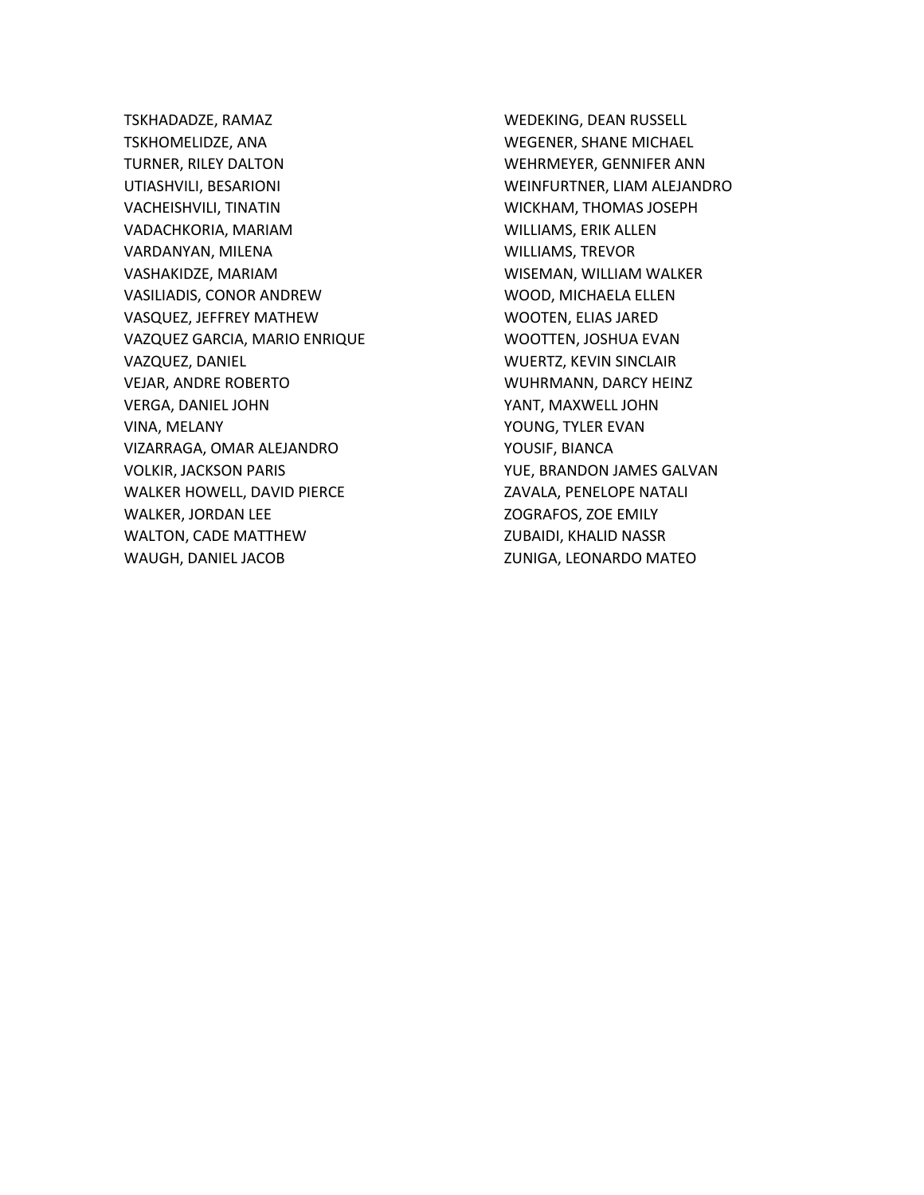TSKHADADZE, RAMAZ
TSKHOMELIDZE, ANA
TURNER, RILEY DALTON
UTIASHVILI, BESARIONI
VACHEISHVILI, TINATIN
VADACHKORIA, MARIAM
VARDANYAN, MILENA
VASHAKIDZE, MARIAM
VASILIADIS, CONOR ANDREW
VASQUEZ, JEFFREY MATHEW
VAZQUEZ GARCIA, MARIO ENRIQUE
VAZQUEZ, DANIEL
VEJAR, ANDRE ROBERTO
VERGA, DANIEL JOHN
VINA, MELANY
VIZARRAGA, OMAR ALEJANDRO
VOLKIR, JACKSON PARIS
WALKER HOWELL, DAVID PIERCE
WALKER, JORDAN LEE
WALTON, CADE MATTHEW
WAUGH, DANIEL JACOB
WEDEKING, DEAN RUSSELL
WEGENER, SHANE MICHAEL
WEHRMEYER, GENNIFER ANN
WEINFURTNER, LIAM ALEJANDRO
WICKHAM, THOMAS JOSEPH
WILLIAMS, ERIK ALLEN
WILLIAMS, TREVOR
WISEMAN, WILLIAM WALKER
WOOD, MICHAELA ELLEN
WOOTEN, ELIAS JARED
WOOTTEN, JOSHUA EVAN
WUERTZ, KEVIN SINCLAIR
WUHRMANN, DARCY HEINZ
YANT, MAXWELL JOHN
YOUNG, TYLER EVAN
YOUSIF, BIANCA
YUE, BRANDON JAMES GALVAN
ZAVALA, PENELOPE NATALI
ZOGRAFOS, ZOE EMILY
ZUBAIDI, KHALID NASSR
ZUNIGA, LEONARDO MATEO